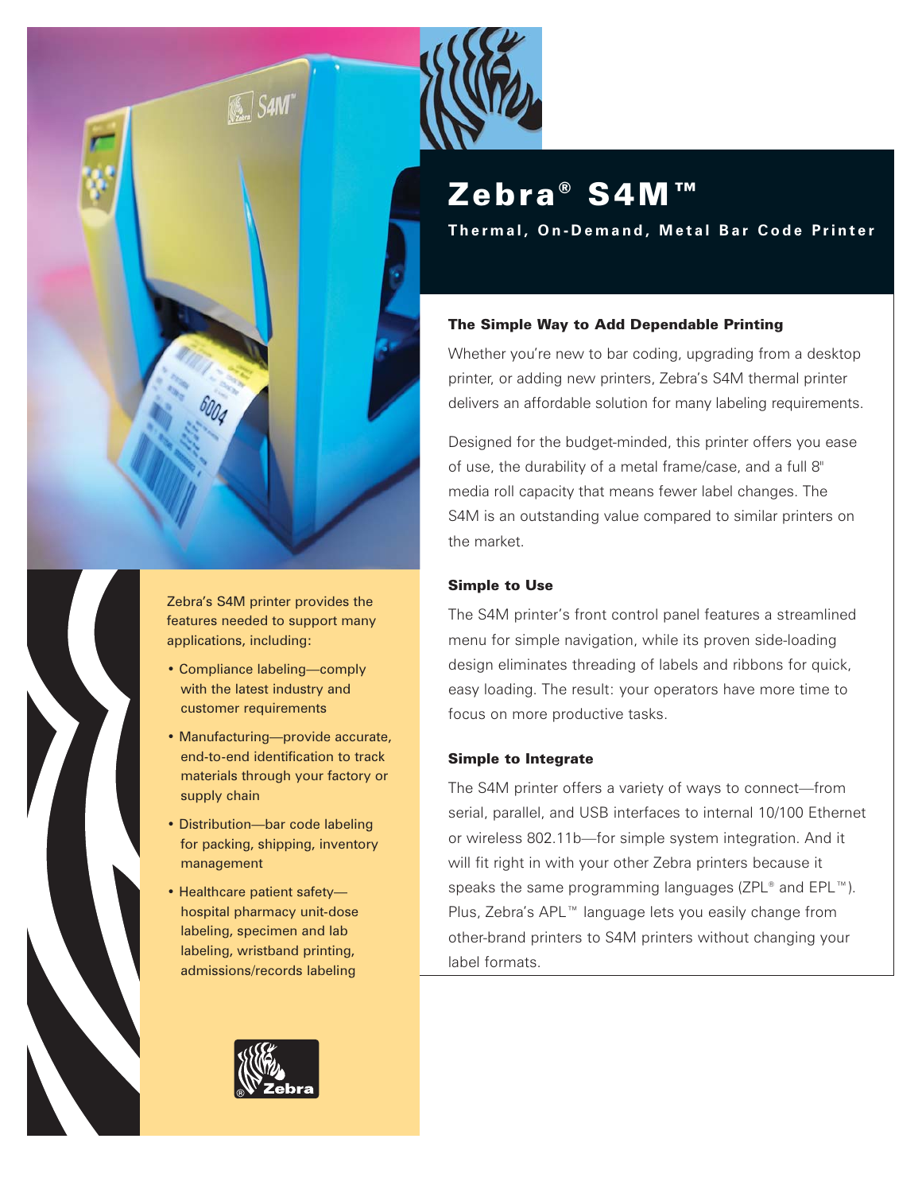# Zebra® S4M™

**Thermal, On-Demand, Metal Bar Code Printer**

### The Simple Way to Add Dependable Printing

Whether you're new to bar coding, upgrading from a desktop printer, or adding new printers, Zebra's S4M thermal printer delivers an affordable solution for many labeling requirements.

Designed for the budget-minded, this printer offers you ease of use, the durability of a metal frame/case, and a full 8" media roll capacity that means fewer label changes. The S4M is an outstanding value compared to similar printers on the market.

### Simple to Use

The S4M printer's front control panel features a streamlined menu for simple navigation, while its proven side-loading design eliminates threading of labels and ribbons for quick, easy loading. The result: your operators have more time to focus on more productive tasks.

### Simple to Integrate

The S4M printer offers a variety of ways to connect—from serial, parallel, and USB interfaces to internal 10/100 Ethernet or wireless 802.11b—for simple system integration. And it will fit right in with your other Zebra printers because it speaks the same programming languages (ZPL® and EPL™). Plus, Zebra's APL™ language lets you easily change from other-brand printers to S4M printers without changing your label formats.

Zebra's S4M printer provides the features needed to support many applications, including:

- Compliance labeling—comply with the latest industry and customer requirements
- Manufacturing—provide accurate, end-to-end identification to track materials through your factory or supply chain
- Distribution—bar code labeling for packing, shipping, inventory management
- Healthcare patient safety—hospital pharmacy unit-dose labeling, specimen and lab labeling, wristband printing, admissions/records labeling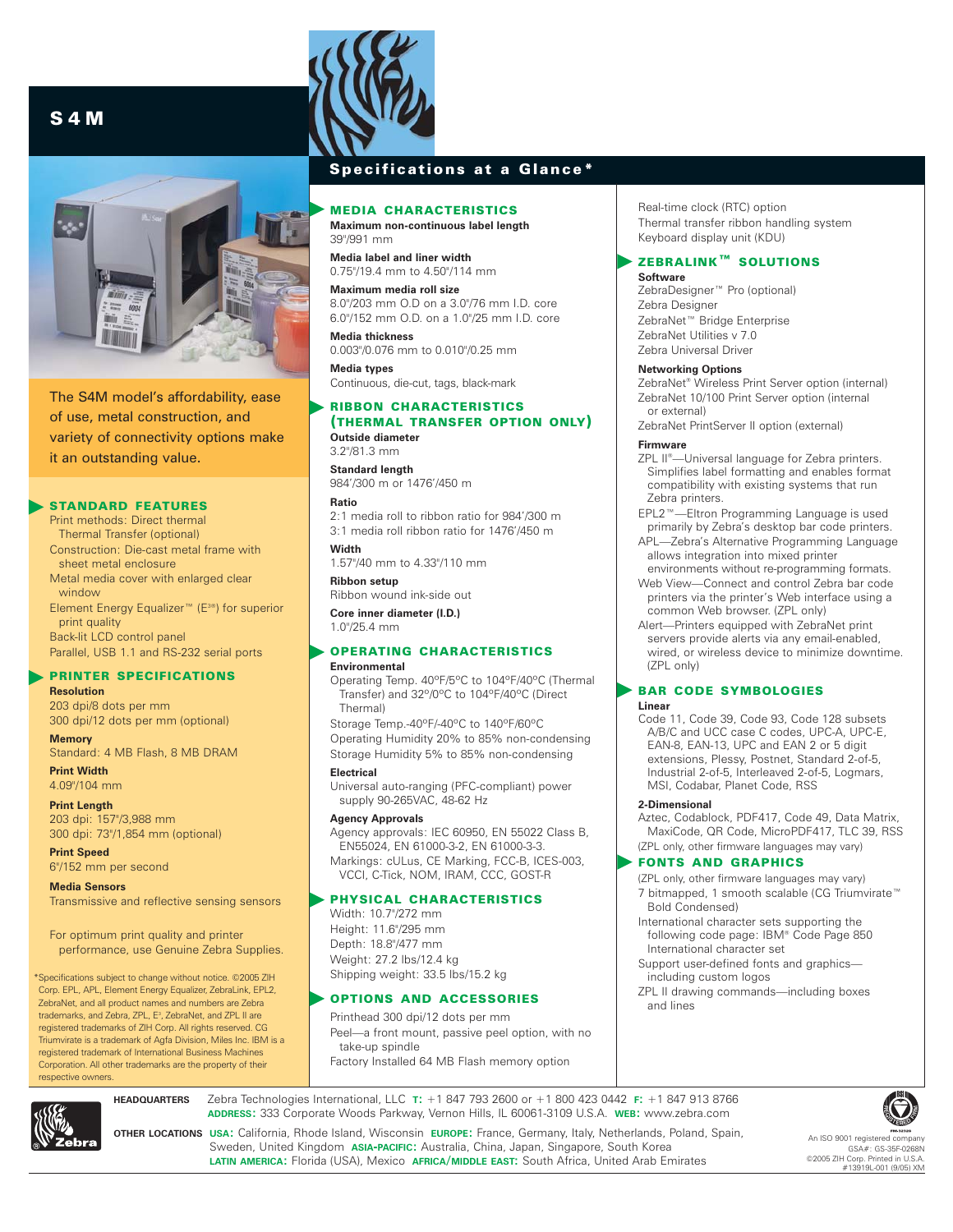# S4M

## Specifications at a Glance*

The S4M model's affordability, ease of use, metal construction, and variety of connectivity options make it an outstanding value.

### STANDARD FEATURES

Print methods: Direct thermal
Thermal Transfer (optional)

Construction: Die-cast metal frame with sheet metal enclosure

Metal media cover with enlarged clear window

Element Energy Equalizer™ (E3®) for superior print quality

Back-lit LCD control panel

Parallel, USB 1.1 and RS-232 serial ports

### PRINTER SPECIFICATIONS

**Resolution**
203 dpi/8 dots per mm
300 dpi/12 dots per mm (optional)

**Memory**
Standard: 4 MB Flash, 8 MB DRAM

**Print Width**
4.09"/104 mm

**Print Length**
203 dpi: 157"/3,988 mm
300 dpi: 73"/1,854 mm (optional)

**Print Speed**
6"/152 mm per second

**Media Sensors**
Transmissive and reflective sensing sensors

For optimum print quality and printer performance, use Genuine Zebra Supplies.

*Specifications subject to change without notice. ©2005 ZIH Corp. EPL, APL, Element Energy Equalizer, ZebraLink, EPL2, ZebraNet, and all product names and numbers are Zebra trademarks, and Zebra, ZPL, E3, ZebraNet, and ZPL II are registered trademarks of ZIH Corp. All rights reserved. CG Triumvirate is a trademark of Agfa Division, Miles Inc. IBM is a registered trademark of International Business Machines Corporation. All other trademarks are the property of their respective owners.

### MEDIA CHARACTERISTICS

**Maximum non-continuous label length**
39"/991 mm

**Media label and liner width**
0.75"/19.4 mm to 4.50"/114 mm

**Maximum media roll size**
8.0"/203 mm O.D on a 3.0"/76 mm I.D. core
6.0"/152 mm O.D. on a 1.0"/25 mm I.D. core

**Media thickness**
0.003"/0.076 mm to 0.010"/0.25 mm

**Media types**
Continuous, die-cut, tags, black-mark

### RIBBON CHARACTERISTICS (THERMAL TRANSFER OPTION ONLY)

**Outside diameter**
3.2"/81.3 mm

**Standard length**
984'/300 m or 1476'/450 m

**Ratio**
2:1 media roll to ribbon ratio for 984'/300 m
3:1 media roll ribbon ratio for 1476'/450 m

**Width**
1.57"/40 mm to 4.33"/110 mm

**Ribbon setup**
Ribbon wound ink-side out

**Core inner diameter (I.D.)**
1.0"/25.4 mm

### OPERATING CHARACTERISTICS

**Environmental**
Operating Temp. 40ºF/5ºC to 104ºF/40ºC (Thermal Transfer) and 32º/0ºC to 104ºF/40ºC (Direct Thermal)
Storage Temp.-40ºF/-40ºC to 140ºF/60ºC
Operating Humidity 20% to 85% non-condensing
Storage Humidity 5% to 85% non-condensing

**Electrical**
Universal auto-ranging (PFC-compliant) power supply 90-265VAC, 48-62 Hz

**Agency Approvals**
Agency approvals: IEC 60950, EN 55022 Class B, EN55024, EN 61000-3-2, EN 61000-3-3.
Markings: cULus, CE Marking, FCC-B, ICES-003, VCCI, C-Tick, NOM, IRAM, CCC, GOST-R

### PHYSICAL CHARACTERISTICS

Width: 10.7"/272 mm
Height: 11.6"/295 mm
Depth: 18.8"/477 mm
Weight: 27.2 lbs/12.4 kg
Shipping weight: 33.5 lbs/15.2 kg

### OPTIONS AND ACCESSORIES

Printhead 300 dpi/12 dots per mm
Peel—a front mount, passive peel option, with no take-up spindle
Factory Installed 64 MB Flash memory option
Real-time clock (RTC) option
Thermal transfer ribbon handling system
Keyboard display unit (KDU)

### ZEBRALINK™ SOLUTIONS

**Software**
ZebraDesigner™ Pro (optional)
Zebra Designer
ZebraNet™ Bridge Enterprise
ZebraNet Utilities v 7.0
Zebra Universal Driver

**Networking Options**
ZebraNet® Wireless Print Server option (internal)
ZebraNet 10/100 Print Server option (internal or external)
ZebraNet PrintServer II option (external)

**Firmware**
ZPL II®—Universal language for Zebra printers. Simplifies label formatting and enables format compatibility with existing systems that run Zebra printers.
EPL2™—Eltron Programming Language is used primarily by Zebra's desktop bar code printers.
APL—Zebra's Alternative Programming Language allows integration into mixed printer environments without re-programming formats.
Web View—Connect and control Zebra bar code printers via the printer's Web interface using a common Web browser. (ZPL only)
Alert—Printers equipped with ZebraNet print servers provide alerts via any email-enabled, wired, or wireless device to minimize downtime. (ZPL only)

### BAR CODE SYMBOLOGIES

**Linear**
Code 11, Code 39, Code 93, Code 128 subsets A/B/C and UCC case C codes, UPC-A, UPC-E, EAN-8, EAN-13, UPC and EAN 2 or 5 digit extensions, Plessy, Postnet, Standard 2-of-5, Industrial 2-of-5, Interleaved 2-of-5, Logmars, MSI, Codabar, Planet Code, RSS

**2-Dimensional**
Aztec, Codablock, PDF417, Code 49, Data Matrix, MaxiCode, QR Code, MicroPDF417, TLC 39, RSS
(ZPL only, other firmware languages may vary)

### FONTS AND GRAPHICS

(ZPL only, other firmware languages may vary)
7 bitmapped, 1 smooth scalable (CG Triumvirate™ Bold Condensed)
International character sets supporting the following code page: IBM® Code Page 850 International character set
Support user-defined fonts and graphics—including custom logos
ZPL II drawing commands—including boxes and lines

**HEADQUARTERS** Zebra Technologies International, LLC **T:** +1 847 793 2600 or +1 800 423 0442 **F:** +1 847 913 8766
**ADDRESS:** 333 Corporate Woods Parkway, Vernon Hills, IL 60061-3109 U.S.A. **WEB:** www.zebra.com

**OTHER LOCATIONS** **USA:** California, Rhode Island, Wisconsin **EUROPE:** France, Germany, Italy, Netherlands, Poland, Spain, Sweden, United Kingdom **ASIA-PACIFIC:** Australia, China, Japan, Singapore, South Korea
**LATIN AMERICA:** Florida (USA), Mexico **AFRICA/MIDDLE EAST:** South Africa, United Arab Emirates

An ISO 9001 registered company
GSA#: GS-35F-0268N
©2005 ZIH Corp. Printed in U.S.A.
#13919L-001 (9/05) XM